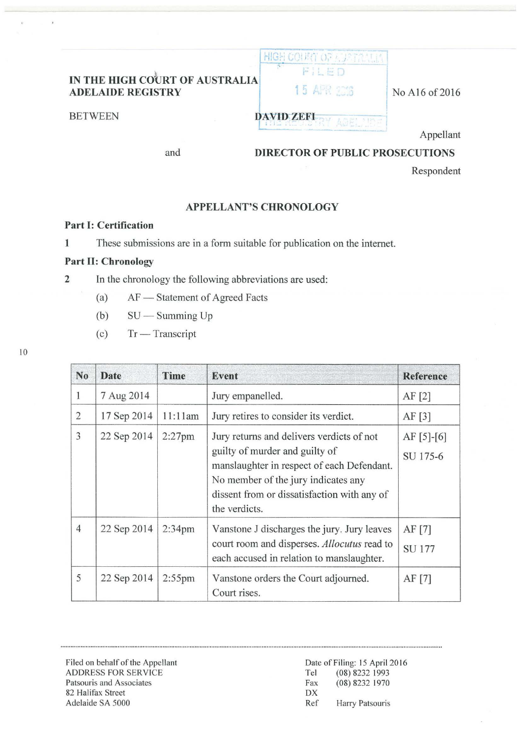IN THE HIGH COURT OF AUSTRALIA
ADELAIDE REGISTRY

No A16 of 2016

BETWEEN

**DAVID ZEFI**

Appellant

and

**DIRECTOR OF PUBLIC PROSECUTIONS**

Respondent

## APPELLANT'S CHRONOLOGY

### Part I: Certification

1 These submissions are in a form suitable for publication on the internet.

### Part II: Chronology

2 In the chronology the following abbreviations are used:

(a) AF — Statement of Agreed Facts

(b) SU — Summing Up

(c) Tr — Transcript

| No | Date | Time | Event | Reference |
|---|---|---|---|---|
| 1 | 7 Aug 2014 | | Jury empanelled. | AF [2] |
| 2 | 17 Sep 2014 | 11:11am | Jury retires to consider its verdict. | AF [3] |
| 3 | 22 Sep 2014 | 2:27pm | Jury returns and delivers verdicts of not guilty of murder and guilty of manslaughter in respect of each Defendant. No member of the jury indicates any dissent from or dissatisfaction with any of the verdicts. | AF [5]-[6] SU 175-6 |
| 4 | 22 Sep 2014 | 2:34pm | Vanstone J discharges the jury. Jury leaves court room and disperses. *Allocutus* read to each accused in relation to manslaughter. | AF [7] SU 177 |
| 5 | 22 Sep 2014 | 2:55pm | Vanstone orders the Court adjourned. Court rises. | AF [7] |

Filed on behalf of the Appellant
ADDRESS FOR SERVICE
Patsouris and Associates
82 Halifax Street
Adelaide SA 5000

Date of Filing: 15 April 2016
Tel (08) 8232 1993
Fax (08) 8232 1970
DX
Ref Harry Patsouris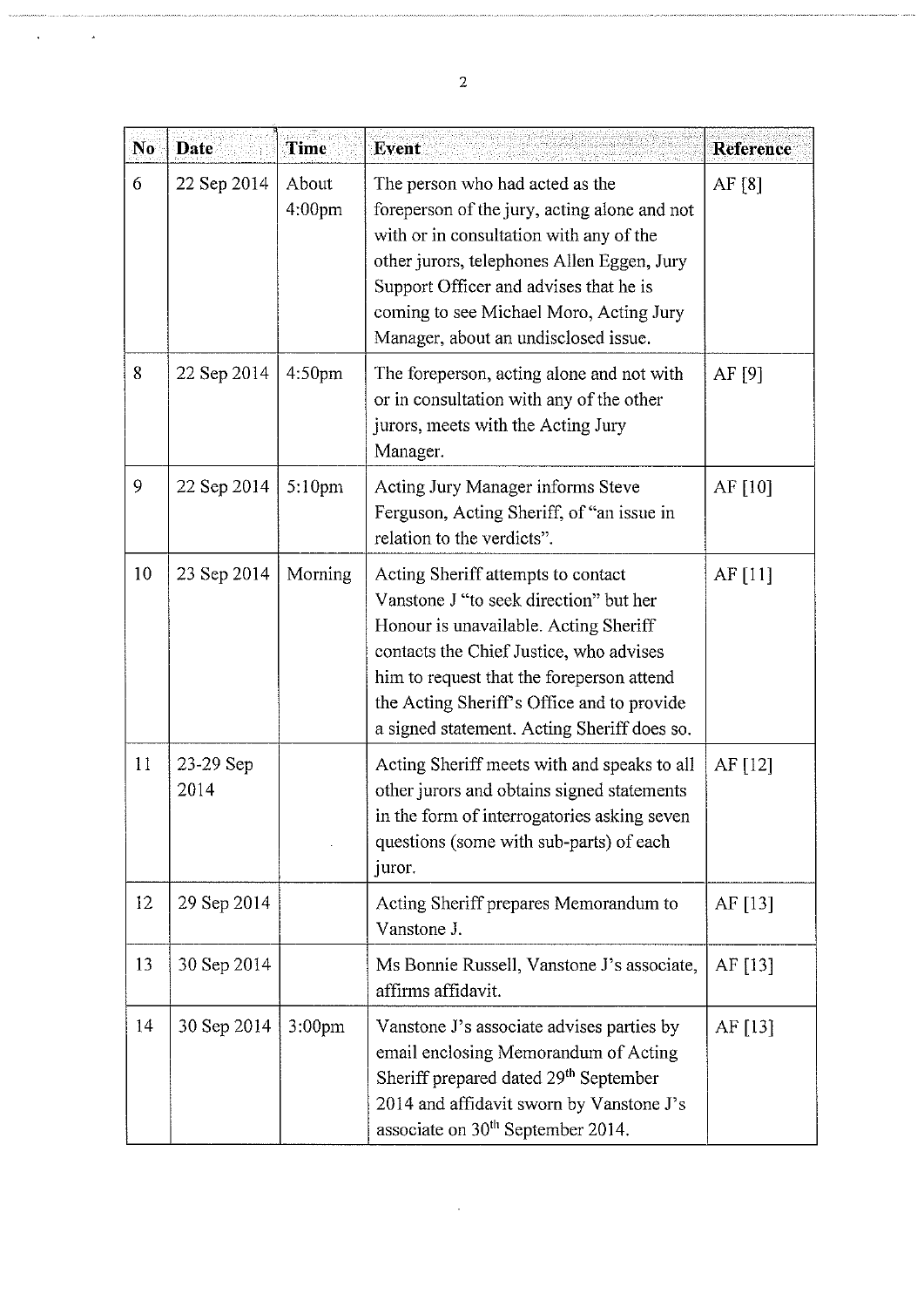| No | Date | Time | Event | Reference |
|---|---|---|---|---|
| 6 | 22 Sep 2014 | About 4:00pm | The person who had acted as the foreperson of the jury, acting alone and not with or in consultation with any of the other jurors, telephones Allen Eggen, Jury Support Officer and advises that he is coming to see Michael Moro, Acting Jury Manager, about an undisclosed issue. | AF [8] |
| 8 | 22 Sep 2014 | 4:50pm | The foreperson, acting alone and not with or in consultation with any of the other jurors, meets with the Acting Jury Manager. | AF [9] |
| 9 | 22 Sep 2014 | 5:10pm | Acting Jury Manager informs Steve Ferguson, Acting Sheriff, of "an issue in relation to the verdicts". | AF [10] |
| 10 | 23 Sep 2014 | Morning | Acting Sheriff attempts to contact Vanstone J "to seek direction" but her Honour is unavailable. Acting Sheriff contacts the Chief Justice, who advises him to request that the foreperson attend the Acting Sheriff's Office and to provide a signed statement. Acting Sheriff does so. | AF [11] |
| 11 | 23-29 Sep 2014 | | Acting Sheriff meets with and speaks to all other jurors and obtains signed statements in the form of interrogatories asking seven questions (some with sub-parts) of each juror. | AF [12] |
| 12 | 29 Sep 2014 | | Acting Sheriff prepares Memorandum to Vanstone J. | AF [13] |
| 13 | 30 Sep 2014 | | Ms Bonnie Russell, Vanstone J's associate, affirms affidavit. | AF [13] |
| 14 | 30 Sep 2014 | 3:00pm | Vanstone J's associate advises parties by email enclosing Memorandum of Acting Sheriff prepared dated 29th September 2014 and affidavit sworn by Vanstone J's associate on 30th September 2014. | AF [13] |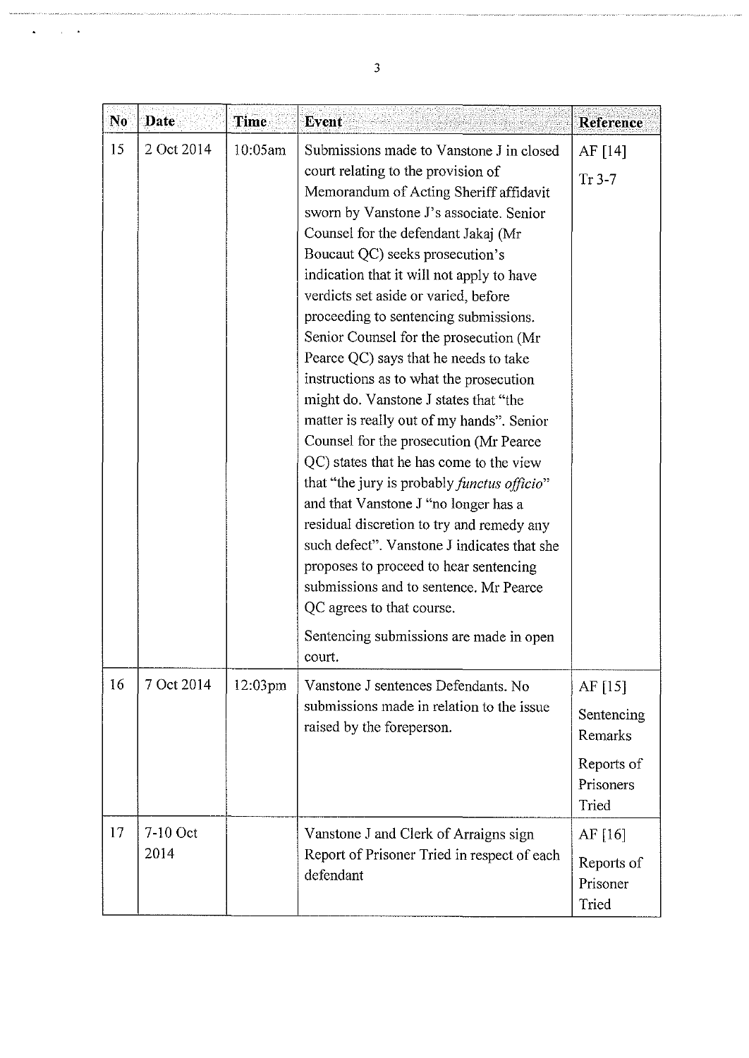| No | Date | Time | Event | Reference |
|---|---|---|---|---|
| 15 | 2 Oct 2014 | 10:05am | Submissions made to Vanstone J in closed court relating to the provision of Memorandum of Acting Sheriff affidavit sworn by Vanstone J's associate. Senior Counsel for the defendant Jakaj (Mr Boucaut QC) seeks prosecution's indication that it will not apply to have verdicts set aside or varied, before proceeding to sentencing submissions. Senior Counsel for the prosecution (Mr Pearce QC) says that he needs to take instructions as to what the prosecution might do. Vanstone J states that "the matter is really out of my hands". Senior Counsel for the prosecution (Mr Pearce QC) states that he has come to the view that "the jury is probably *functus officio*" and that Vanstone J "no longer has a residual discretion to try and remedy any such defect". Vanstone J indicates that she proposes to proceed to hear sentencing submissions and to sentence. Mr Pearce QC agrees to that course.<br><br>Sentencing submissions are made in open court. | AF [14]<br><br>Tr 3-7 |
| 16 | 7 Oct 2014 | 12:03pm | Vanstone J sentences Defendants. No submissions made in relation to the issue raised by the foreperson. | AF [15]<br><br>Sentencing Remarks<br><br>Reports of Prisoners Tried |
| 17 | 7-10 Oct 2014 | | Vanstone J and Clerk of Arraigns sign Report of Prisoner Tried in respect of each defendant | AF [16]<br><br>Reports of Prisoner Tried |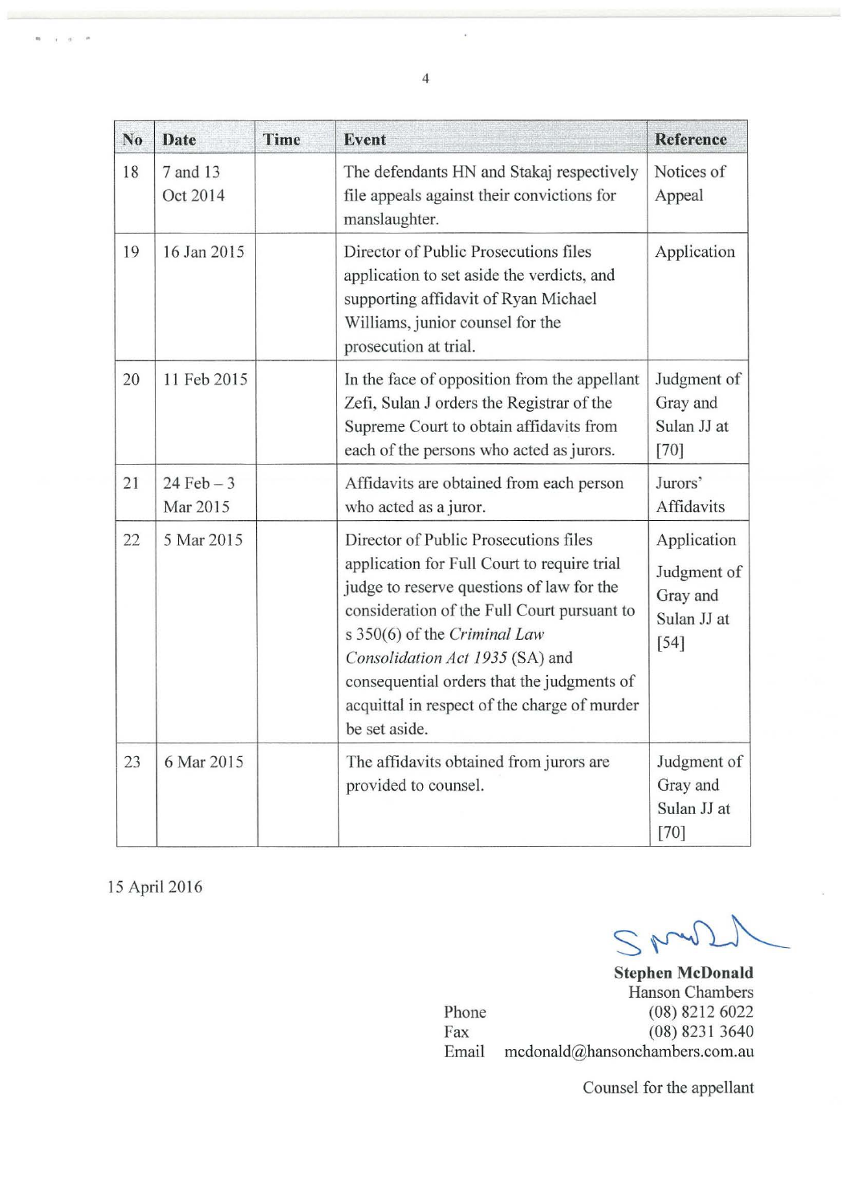| No | Date | Time | Event | Reference |
|---|---|---|---|---|
| 18 | 7 and 13 Oct 2014 | | The defendants HN and Stakaj respectively file appeals against their convictions for manslaughter. | Notices of Appeal |
| 19 | 16 Jan 2015 | | Director of Public Prosecutions files application to set aside the verdicts, and supporting affidavit of Ryan Michael Williams, junior counsel for the prosecution at trial. | Application |
| 20 | 11 Feb 2015 | | In the face of opposition from the appellant Zefi, Sulan J orders the Registrar of the Supreme Court to obtain affidavits from each of the persons who acted as jurors. | Judgment of Gray and Sulan JJ at [70] |
| 21 | 24 Feb – 3 Mar 2015 | | Affidavits are obtained from each person who acted as a juror. | Jurors' Affidavits |
| 22 | 5 Mar 2015 | | Director of Public Prosecutions files application for Full Court to require trial judge to reserve questions of law for the consideration of the Full Court pursuant to s 350(6) of the *Criminal Law Consolidation Act 1935* (SA) and consequential orders that the judgments of acquittal in respect of the charge of murder be set aside. | Application<br>Judgment of Gray and Sulan JJ at [54] |
| 23 | 6 Mar 2015 | | The affidavits obtained from jurors are provided to counsel. | Judgment of Gray and Sulan JJ at [70] |

15 April 2016

**Stephen McDonald**
Hanson Chambers
Phone (08) 8212 6022
Fax (08) 8231 3640
Email mcdonald@hansonchambers.com.au

Counsel for the appellant